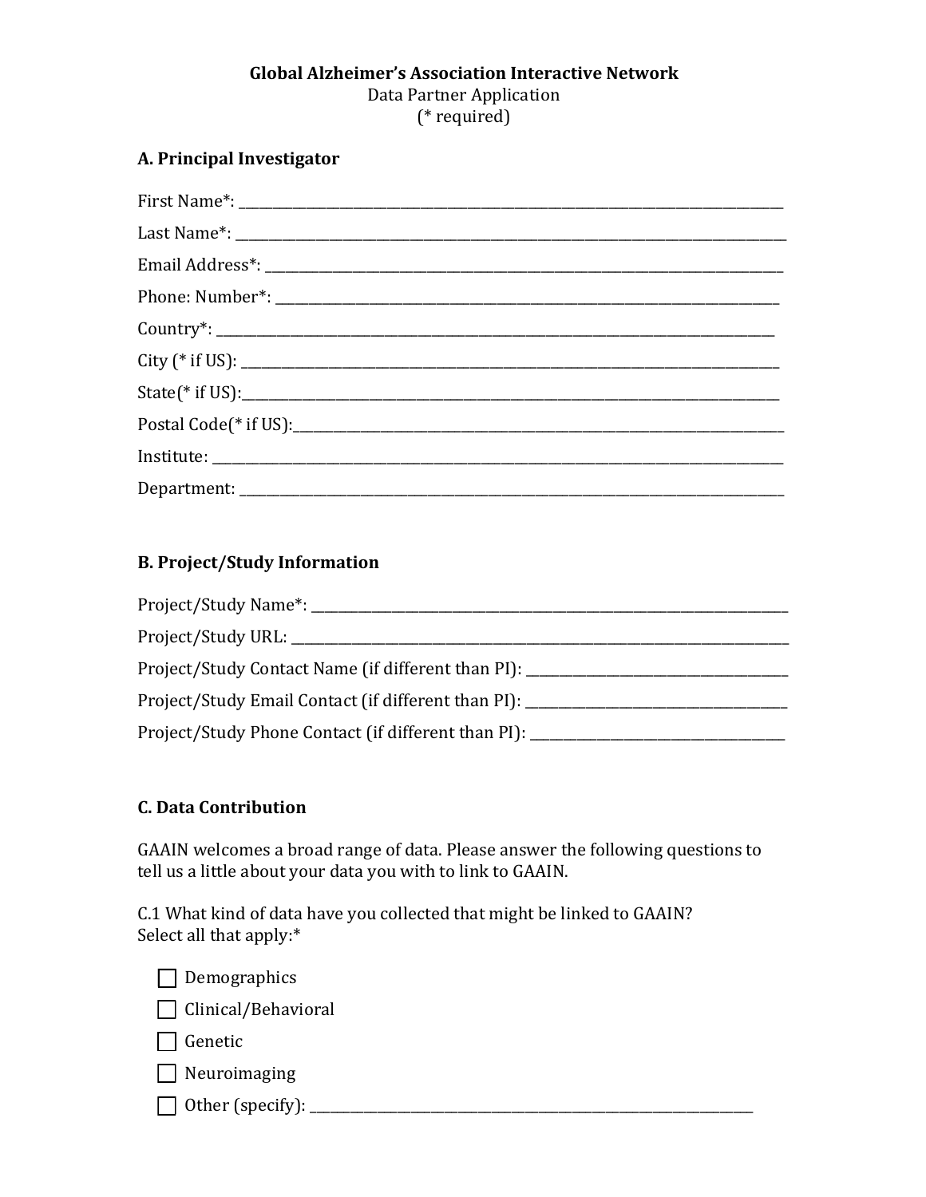**Global Alzheimer's Association Interactive Network**

Data Partner Application

(* required)

## A. Principal Investigator

First Name*: ____________________________________________

Last Name*: ____________________________________________

Email Address*: ____________________________________________

Phone: Number*: ____________________________________________

Country*: ____________________________________________

City (* if US): ____________________________________________

State(* if US):____________________________________________

Postal Code(* if US):____________________________________________

Institute: ____________________________________________

Department: ____________________________________________

## B. Project/Study Information

Project/Study Name*: ____________________________________________

Project/Study URL: ____________________________________________

Project/Study Contact Name (if different than PI): ____________________

Project/Study Email Contact (if different than PI): ____________________

Project/Study Phone Contact (if different than PI): ____________________

## C. Data Contribution

GAAIN welcomes a broad range of data. Please answer the following questions to tell us a little about your data you with to link to GAAIN.

C.1 What kind of data have you collected that might be linked to GAAIN?
Select all that apply:*

- [ ] Demographics
- [ ] Clinical/Behavioral
- [ ] Genetic
- [ ] Neuroimaging
- [ ] Other (specify): ____________________________________________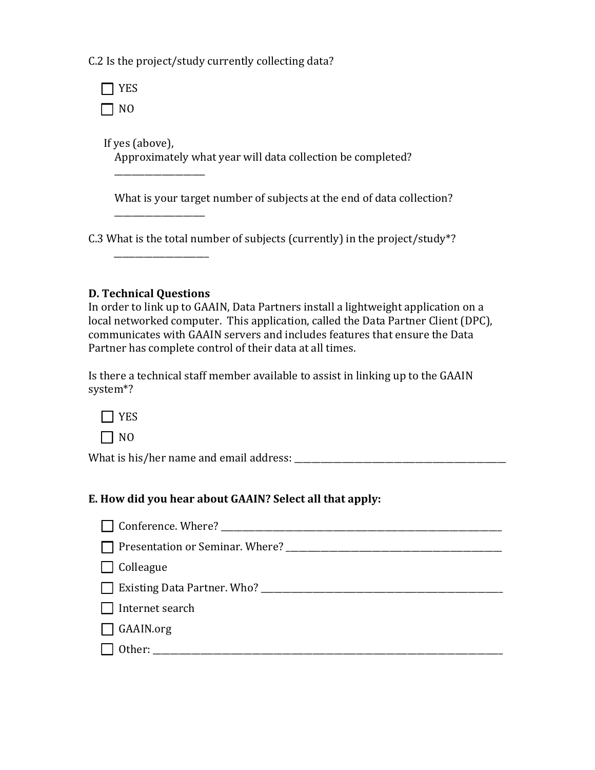C.2 Is the project/study currently collecting data?

- [ ] YES
- [ ] NO

If yes (above),

Approximately what year will data collection be completed?

____________________

What is your target number of subjects at the end of data collection?

____________________

C.3 What is the total number of subjects (currently) in the project/study*?

____________________

**D. Technical Questions**

In order to link up to GAAIN, Data Partners install a lightweight application on a local networked computer. This application, called the Data Partner Client (DPC), communicates with GAAIN servers and includes features that ensure the Data Partner has complete control of their data at all times.

Is there a technical staff member available to assist in linking up to the GAAIN system*?

- [ ] YES
- [ ] NO

What is his/her name and email address: ______________________________________________

**E. How did you hear about GAAIN? Select all that apply:**

- [ ] Conference. Where? ______________________________________________
- [ ] Presentation or Seminar. Where? ______________________________________________
- [ ] Colleague
- [ ] Existing Data Partner. Who? ______________________________________________
- [ ] Internet search
- [ ] GAAIN.org
- [ ] Other: ______________________________________________